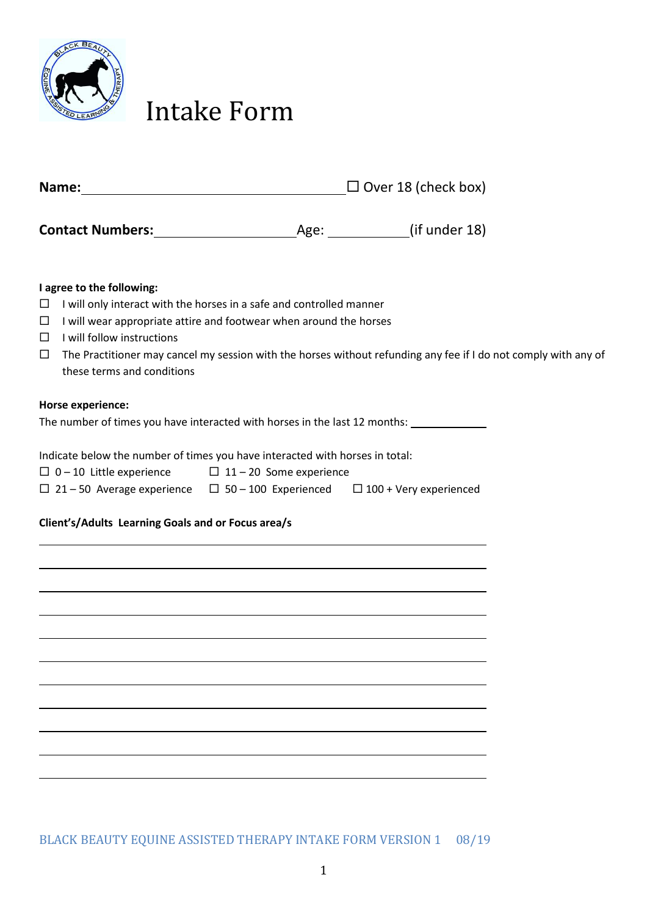# Intake Form

**Name:** ______________________________ ☐ Over 18 (check box)

**Contact Numbers:** ____________________ Age: ___________ (if under 18)

**I agree to the following:**

- ☐ I will only interact with the horses in a safe and controlled manner
- ☐ I will wear appropriate attire and footwear when around the horses
- ☐ I will follow instructions
- ☐ The Practitioner may cancel my session with the horses without refunding any fee if I do not comply with any of these terms and conditions

**Horse experience:**

The number of times you have interacted with horses in the last 12 months: ___________

Indicate below the number of times you have interacted with horses in total:

☐ 0 – 10 Little experience ☐ 11 – 20 Some experience

☐ 21 – 50 Average experience ☐ 50 – 100 Experienced ☐ 100 + Very experienced

**Client's/Adults Learning Goals and or Focus area/s**

_______________________________________________

_______________________________________________

_______________________________________________

_______________________________________________

_______________________________________________

_______________________________________________

_______________________________________________

_______________________________________________

_______________________________________________

_______________________________________________

_______________________________________________

BLACK BEAUTY EQUINE ASSISTED THERAPY INTAKE FORM VERSION 1 08/19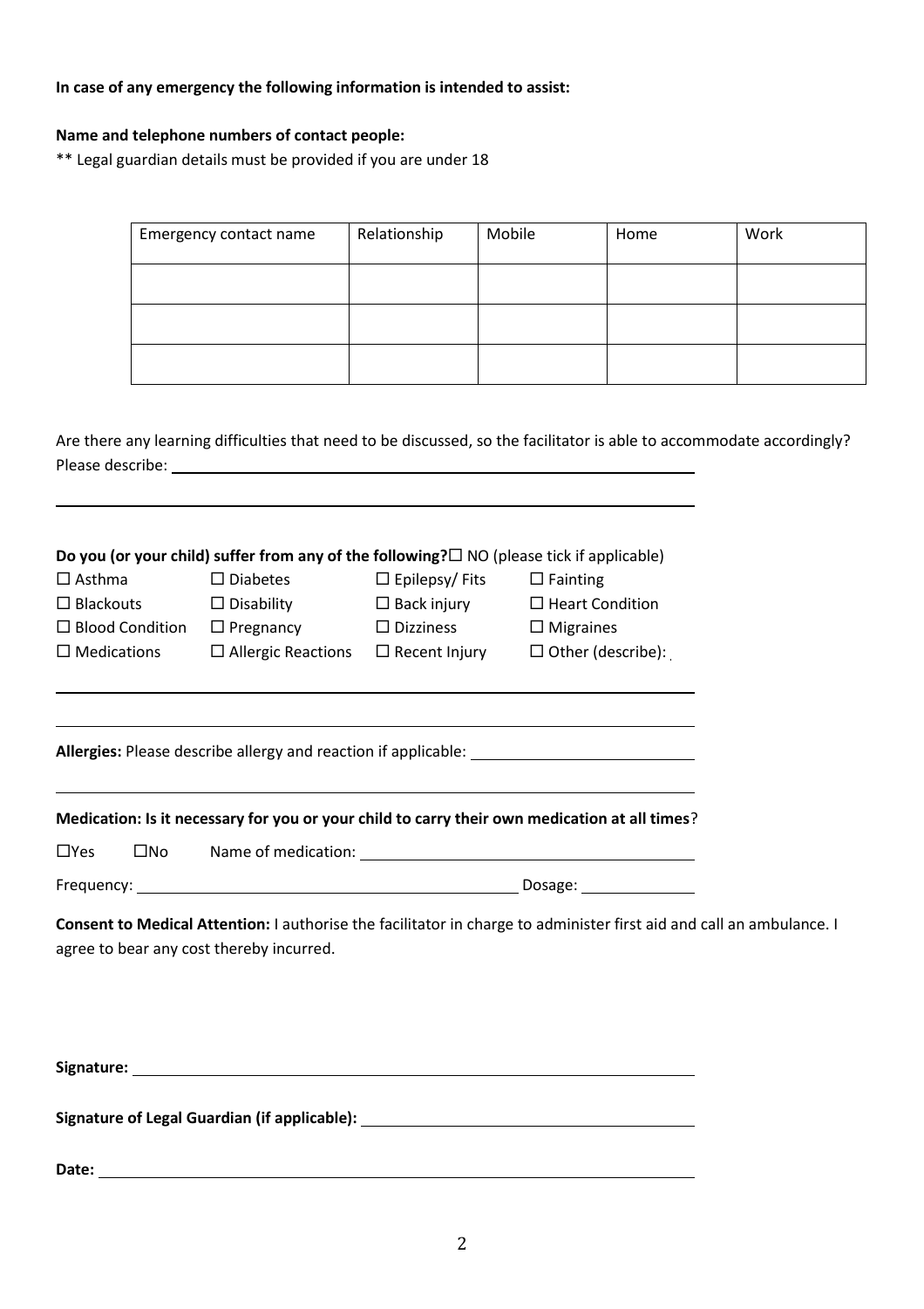**In case of any emergency the following information is intended to assist:**

**Name and telephone numbers of contact people:**

** Legal guardian details must be provided if you are under 18

| Emergency contact name | Relationship | Mobile | Home | Work |
|---|---|---|---|---|
| | | | | |
| | | | | |
| | | | | |

Are there any learning difficulties that need to be discussed, so the facilitator is able to accommodate accordingly? Please describe: \_\_\_\_\_\_\_\_\_\_\_\_\_\_\_\_\_\_\_\_\_\_\_\_\_\_\_\_\_\_\_\_\_\_\_\_\_\_\_\_

\_\_\_\_\_\_\_\_\_\_\_\_\_\_\_\_\_\_\_\_\_\_\_\_\_\_\_\_\_\_\_\_\_\_\_\_\_\_\_\_\_\_\_\_\_\_\_\_\_\_\_\_\_\_

**Do you (or your child) suffer from any of the following?**☐ NO (please tick if applicable)

| | | | |
|---|---|---|---|
| ☐ Asthma | ☐ Diabetes | ☐ Epilepsy/ Fits | ☐ Fainting |
| ☐ Blackouts | ☐ Disability | ☐ Back injury | ☐ Heart Condition |
| ☐ Blood Condition | ☐ Pregnancy | ☐ Dizziness | ☐ Migraines |
| ☐ Medications | ☐ Allergic Reactions | ☐ Recent Injury | ☐ Other (describe): |

\_\_\_\_\_\_\_\_\_\_\_\_\_\_\_\_\_\_\_\_\_\_\_\_\_\_\_\_\_\_\_\_\_\_\_\_\_\_\_\_\_\_\_\_\_\_\_\_\_\_\_\_\_\_

\_\_\_\_\_\_\_\_\_\_\_\_\_\_\_\_\_\_\_\_\_\_\_\_\_\_\_\_\_\_\_\_\_\_\_\_\_\_\_\_\_\_\_\_\_\_\_\_\_\_\_\_\_\_

**Allergies:** Please describe allergy and reaction if applicable: \_\_\_\_\_\_\_\_\_\_\_\_\_\_\_\_\_\_\_\_

\_\_\_\_\_\_\_\_\_\_\_\_\_\_\_\_\_\_\_\_\_\_\_\_\_\_\_\_\_\_\_\_\_\_\_\_\_\_\_\_\_\_\_\_\_\_\_\_\_\_\_\_\_\_

**Medication: Is it necessary for you or your child to carry their own medication at all times**?

☐Yes ☐No Name of medication: \_\_\_\_\_\_\_\_\_\_\_\_\_\_\_\_\_\_\_\_\_\_\_\_\_\_\_\_\_\_

Frequency: \_\_\_\_\_\_\_\_\_\_\_\_\_\_\_\_\_\_\_\_\_\_\_\_\_\_\_\_\_\_\_\_\_\_ Dosage: \_\_\_\_\_\_\_\_\_\_

**Consent to Medical Attention:** I authorise the facilitator in charge to administer first aid and call an ambulance. I agree to bear any cost thereby incurred.

**Signature:** \_\_\_\_\_\_\_\_\_\_\_\_\_\_\_\_\_\_\_\_\_\_\_\_\_\_\_\_\_\_\_\_\_\_\_\_\_\_\_\_\_\_\_\_\_\_

**Signature of Legal Guardian (if applicable):** \_\_\_\_\_\_\_\_\_\_\_\_\_\_\_\_\_\_\_\_\_\_\_\_\_\_\_\_\_\_

**Date:** \_\_\_\_\_\_\_\_\_\_\_\_\_\_\_\_\_\_\_\_\_\_\_\_\_\_\_\_\_\_\_\_\_\_\_\_\_\_\_\_\_\_\_\_\_\_\_\_\_\_